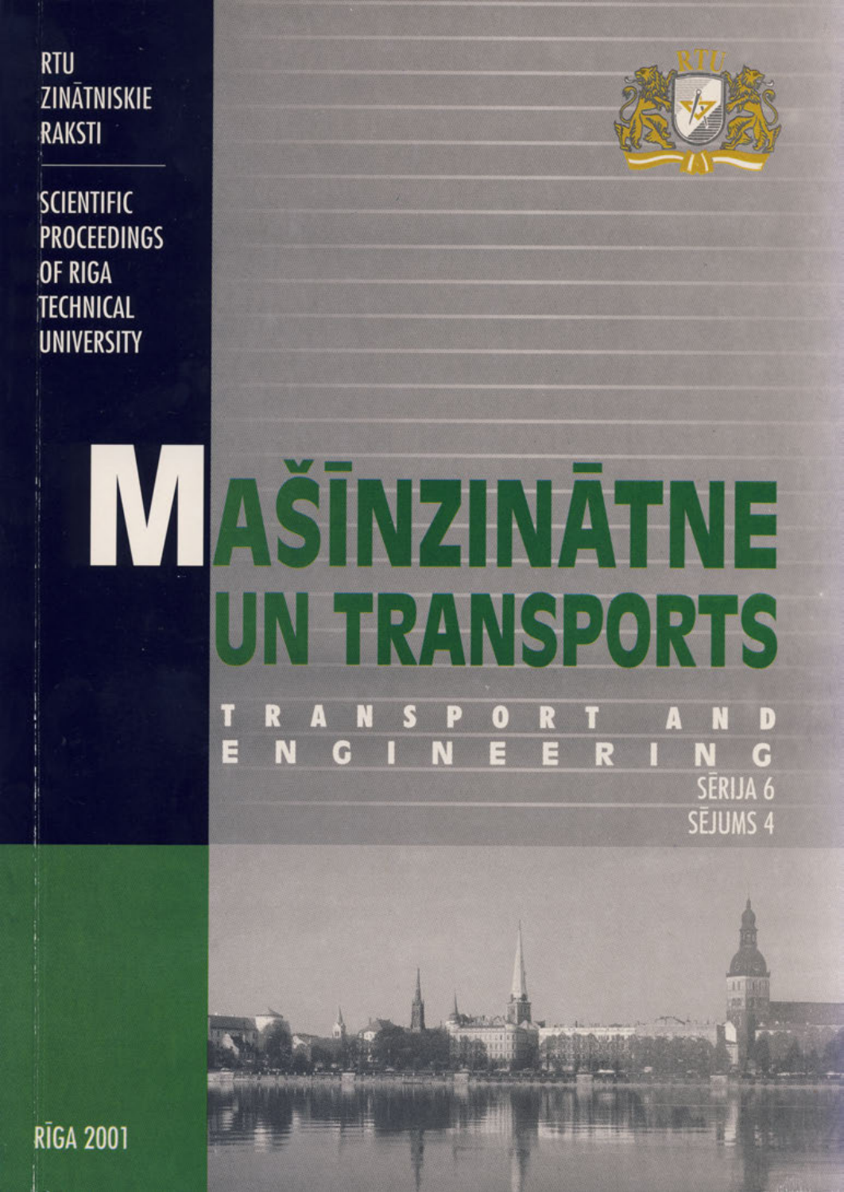RTU ZINĀTNISKIE RAKSTI

SCIENTIFIC PROCEEDINGS OF RIGA TECHNICAL UNIVERSITY

# MAŠĪNZINĀTNE UN TRANSPORTS

## TRANSPORT AND ENGINEERING

SĒRIJA 6

SĒJUMS 4

RĪGA 2001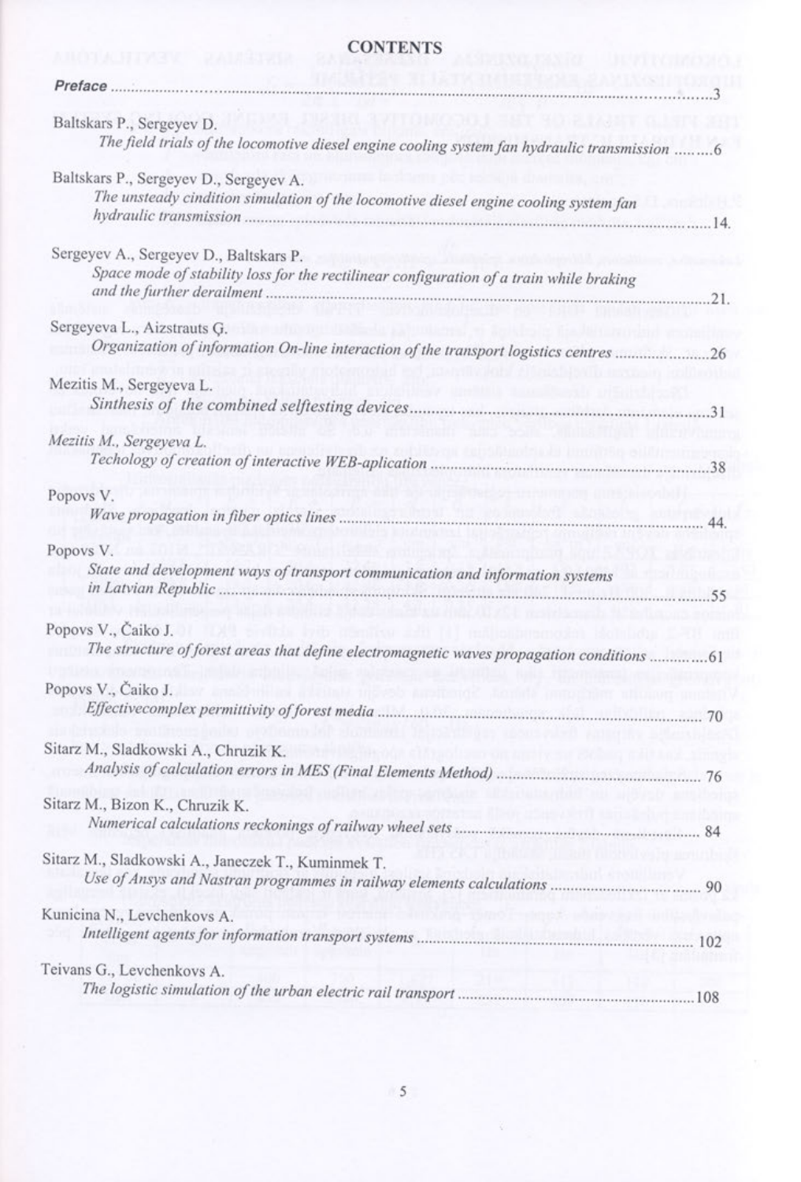# CONTENTS

*Preface* ........................................................................................................................3

Baltskars P., Sergeyev D.
*The field trials of the locomotive diesel engine cooling system fan hydraulic transmission* ..........6

Baltskars P., Sergeyev D., Sergeyev A.
*The unsteady cindition simulation of the locomotive diesel engine cooling system fan hydraulic transmission* ..........14.

Sergeyev A., Sergeyev D., Baltskars P.
*Space mode of stability loss for the rectilinear configuration of a train while braking and the further derailment* ..........21.

Sergeyeva L., Aizstrauts Ģ.
*Organization of information On-line interaction of the transport logistics centres* ..........26

Mezitis M., Sergeyeva L.
*Sinthesis of the combined selftesting devices* ..........31

*Mezitis M., Sergeyeva L.*
*Techology of creation of interactive WEB-aplication* ..........38

Popovs V.
*Wave propagation in fiber optics lines* ..........44.

Popovs V.
*State and development ways of transport communication and information systems in Latvian Republic* ..........55

Popovs V., Čaiko J.
*The structure of forest areas that define electromagnetic waves propagation conditions* ..........61

Popovs V., Čaiko J.
*Effectivecomplex permittivity of forest media* ..........70

Sitarz M., Sladkowski A., Chruzik K.
*Analysis of calculation errors in MES (Final Elements Method)* ..........76

Sitarz M., Bizon K., Chruzik K.
*Numerical calculations reckonings of railway wheel sets* ..........84

Sitarz M., Sladkowski A., Janeczek T., Kuminmek T.
*Use of Ansys and Nastran programmes in railway elements calculations* ..........90

Kunicina N., Levchenkovs A.
*Intelligent agents for information transport systems* ..........102

Teivans G., Levchenkovs A.
*The logistic simulation of the urban electric rail transport* ..........108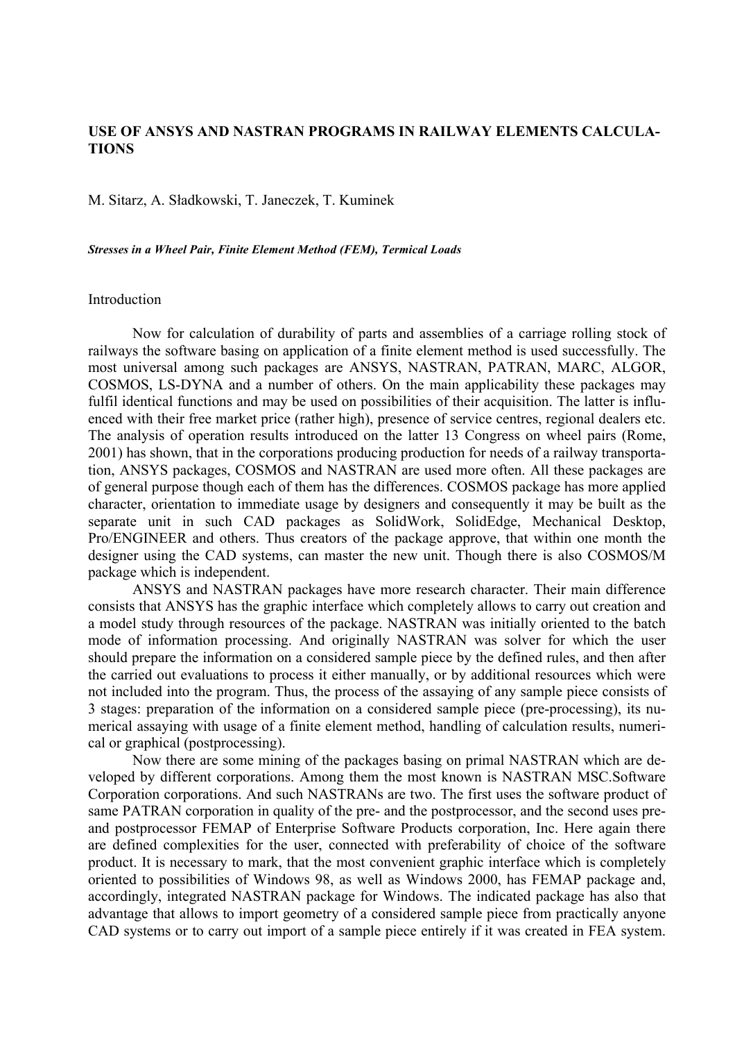# USE OF ANSYS AND NASTRAN PROGRAMS IN RAILWAY ELEMENTS CALCULATIONS

M. Sitarz, A. Sładkowski, T. Janeczek, T. Kuminek

***Stresses in a Wheel Pair, Finite Element Method (FEM), Termical Loads***

## Introduction

Now for calculation of durability of parts and assemblies of a carriage rolling stock of railways the software basing on application of a finite element method is used successfully. The most universal among such packages are ANSYS, NASTRAN, PATRAN, MARC, ALGOR, COSMOS, LS-DYNA and a number of others. On the main applicability these packages may fulfil identical functions and may be used on possibilities of their acquisition. The latter is influenced with their free market price (rather high), presence of service centres, regional dealers etc. The analysis of operation results introduced on the latter 13 Congress on wheel pairs (Rome, 2001) has shown, that in the corporations producing production for needs of a railway transportation, ANSYS packages, COSMOS and NASTRAN are used more often. All these packages are of general purpose though each of them has the differences. COSMOS package has more applied character, orientation to immediate usage by designers and consequently it may be built as the separate unit in such CAD packages as SolidWork, SolidEdge, Mechanical Desktop, Pro/ENGINEER and others. Thus creators of the package approve, that within one month the designer using the CAD systems, can master the new unit. Though there is also COSMOS/M package which is independent.

ANSYS and NASTRAN packages have more research character. Their main difference consists that ANSYS has the graphic interface which completely allows to carry out creation and a model study through resources of the package. NASTRAN was initially oriented to the batch mode of information processing. And originally NASTRAN was solver for which the user should prepare the information on a considered sample piece by the defined rules, and then after the carried out evaluations to process it either manually, or by additional resources which were not included into the program. Thus, the process of the assaying of any sample piece consists of 3 stages: preparation of the information on a considered sample piece (pre-processing), its numerical assaying with usage of a finite element method, handling of calculation results, numerical or graphical (postprocessing).

Now there are some mining of the packages basing on primal NASTRAN which are developed by different corporations. Among them the most known is NASTRAN MSC.Software Corporation corporations. And such NASTRANs are two. The first uses the software product of same PATRAN corporation in quality of the pre- and the postprocessor, and the second uses pre- and postprocessor FEMAP of Enterprise Software Products corporation, Inc. Here again there are defined complexities for the user, connected with preferability of choice of the software product. It is necessary to mark, that the most convenient graphic interface which is completely oriented to possibilities of Windows 98, as well as Windows 2000, has FEMAP package and, accordingly, integrated NASTRAN package for Windows. The indicated package has also that advantage that allows to import geometry of a considered sample piece from practically anyone CAD systems or to carry out import of a sample piece entirely if it was created in FEA system.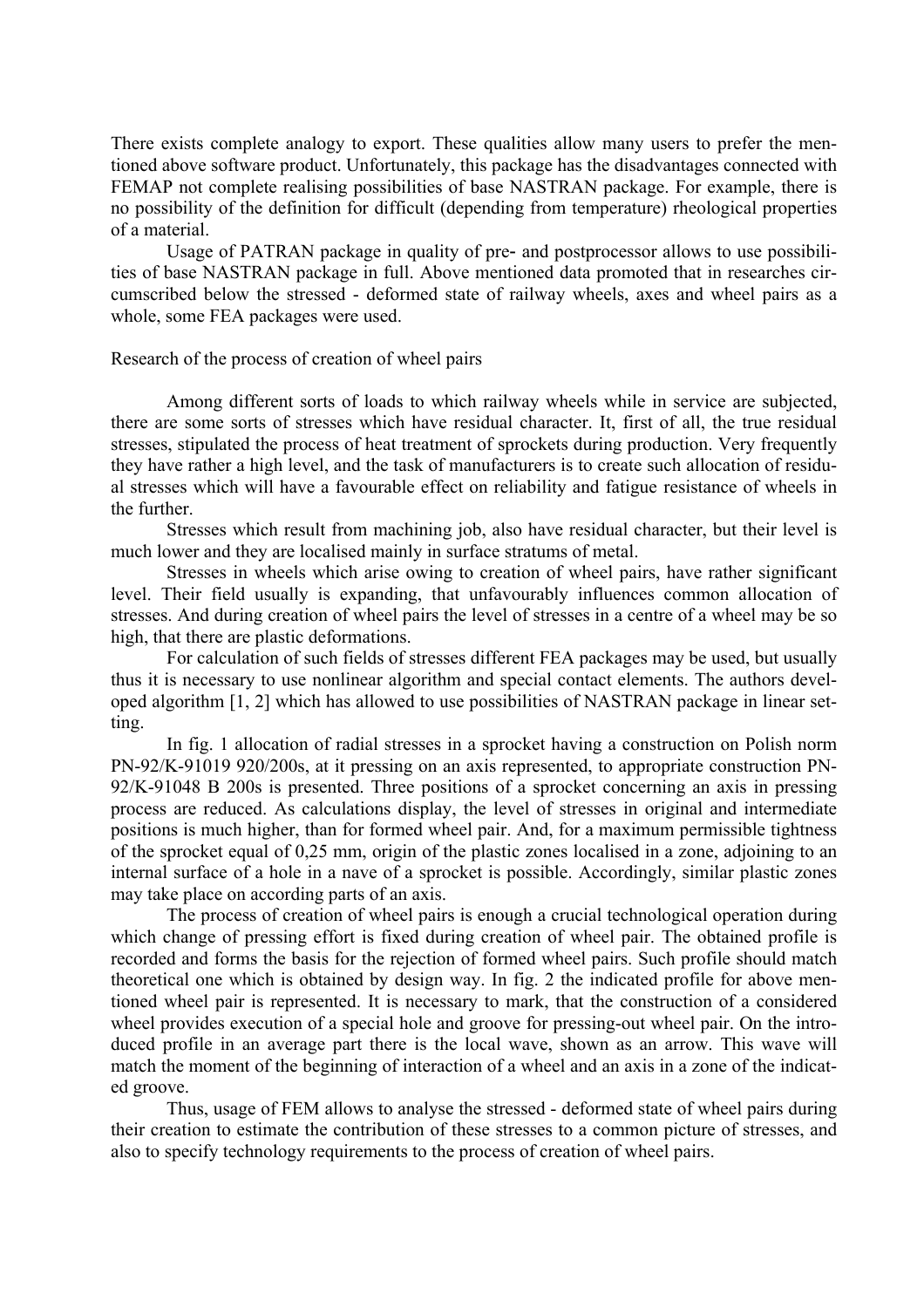There exists complete analogy to export. These qualities allow many users to prefer the mentioned above software product. Unfortunately, this package has the disadvantages connected with FEMAP not complete realising possibilities of base NASTRAN package. For example, there is no possibility of the definition for difficult (depending from temperature) rheological properties of a material.

Usage of PATRAN package in quality of pre- and postprocessor allows to use possibilities of base NASTRAN package in full. Above mentioned data promoted that in researches circumscribed below the stressed - deformed state of railway wheels, axes and wheel pairs as a whole, some FEA packages were used.

## Research of the process of creation of wheel pairs

Among different sorts of loads to which railway wheels while in service are subjected, there are some sorts of stresses which have residual character. It, first of all, the true residual stresses, stipulated the process of heat treatment of sprockets during production. Very frequently they have rather a high level, and the task of manufacturers is to create such allocation of residual stresses which will have a favourable effect on reliability and fatigue resistance of wheels in the further.

Stresses which result from machining job, also have residual character, but their level is much lower and they are localised mainly in surface stratums of metal.

Stresses in wheels which arise owing to creation of wheel pairs, have rather significant level. Their field usually is expanding, that unfavourably influences common allocation of stresses. And during creation of wheel pairs the level of stresses in a centre of a wheel may be so high, that there are plastic deformations.

For calculation of such fields of stresses different FEA packages may be used, but usually thus it is necessary to use nonlinear algorithm and special contact elements. The authors developed algorithm [1, 2] which has allowed to use possibilities of NASTRAN package in linear setting.

In fig. 1 allocation of radial stresses in a sprocket having a construction on Polish norm PN-92/K-91019 920/200s, at it pressing on an axis represented, to appropriate construction PN-92/K-91048 B 200s is presented. Three positions of a sprocket concerning an axis in pressing process are reduced. As calculations display, the level of stresses in original and intermediate positions is much higher, than for formed wheel pair. And, for a maximum permissible tightness of the sprocket equal of 0,25 mm, origin of the plastic zones localised in a zone, adjoining to an internal surface of a hole in a nave of a sprocket is possible. Accordingly, similar plastic zones may take place on according parts of an axis.

The process of creation of wheel pairs is enough a crucial technological operation during which change of pressing effort is fixed during creation of wheel pair. The obtained profile is recorded and forms the basis for the rejection of formed wheel pairs. Such profile should match theoretical one which is obtained by design way. In fig. 2 the indicated profile for above mentioned wheel pair is represented. It is necessary to mark, that the construction of a considered wheel provides execution of a special hole and groove for pressing-out wheel pair. On the introduced profile in an average part there is the local wave, shown as an arrow. This wave will match the moment of the beginning of interaction of a wheel and an axis in a zone of the indicated groove.

Thus, usage of FEM allows to analyse the stressed - deformed state of wheel pairs during their creation to estimate the contribution of these stresses to a common picture of stresses, and also to specify technology requirements to the process of creation of wheel pairs.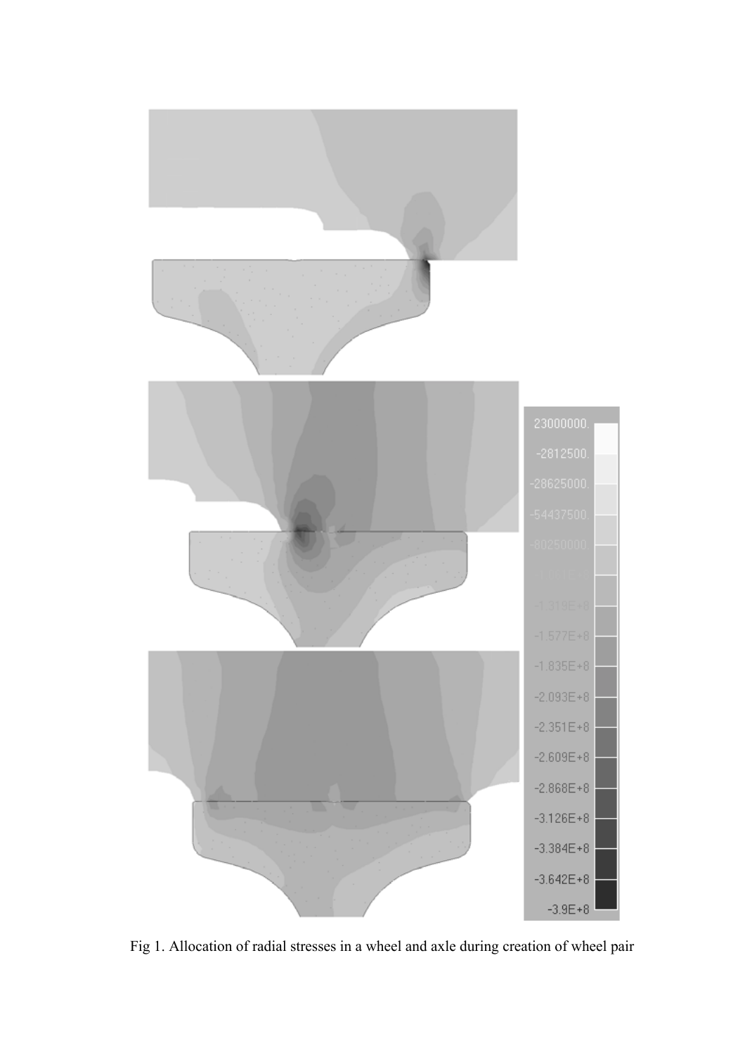Fig 1. Allocation of radial stresses in a wheel and axle during creation of wheel pair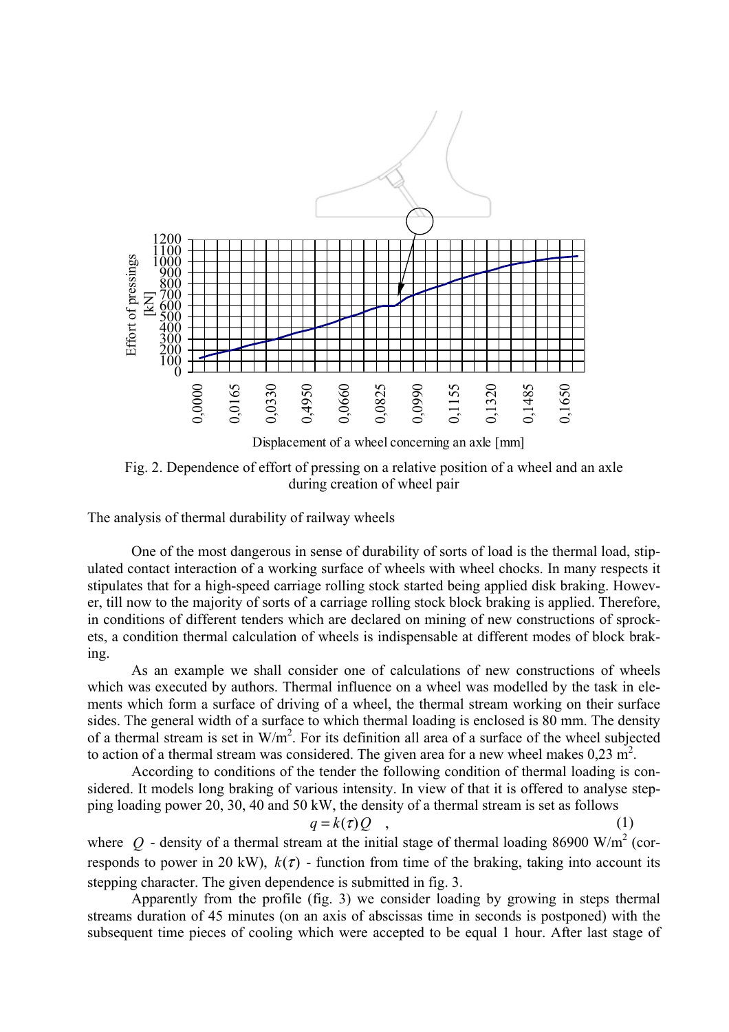Fig. 2. Dependence of effort of pressing on a relative position of a wheel and an axle during creation of wheel pair

The analysis of thermal durability of railway wheels

One of the most dangerous in sense of durability of sorts of load is the thermal load, stipulated contact interaction of a working surface of wheels with wheel chocks. In many respects it stipulates that for a high-speed carriage rolling stock started being applied disk braking. However, till now to the majority of sorts of a carriage rolling stock block braking is applied. Therefore, in conditions of different tenders which are declared on mining of new constructions of sprockets, a condition thermal calculation of wheels is indispensable at different modes of block braking.

As an example we shall consider one of calculations of new constructions of wheels which was executed by authors. Thermal influence on a wheel was modelled by the task in elements which form a surface of driving of a wheel, the thermal stream working on their surface sides. The general width of a surface to which thermal loading is enclosed is 80 mm. The density of a thermal stream is set in W/m$^2$. For its definition all area of a surface of the wheel subjected to action of a thermal stream was considered. The given area for a new wheel makes 0,23 m$^2$.

According to conditions of the tender the following condition of thermal loading is considered. It models long braking of various intensity. In view of that it is offered to analyse stepping loading power 20, 30, 40 and 50 kW, the density of a thermal stream is set as follows

$$q = k(\tau)Q \quad , \tag{1}$$

where $Q$ - density of a thermal stream at the initial stage of thermal loading 86900 W/m$^2$ (corresponds to power in 20 kW), $k(\tau)$ - function from time of the braking, taking into account its stepping character. The given dependence is submitted in fig. 3.

Apparently from the profile (fig. 3) we consider loading by growing in steps thermal streams duration of 45 minutes (on an axis of abscissas time in seconds is postponed) with the subsequent time pieces of cooling which were accepted to be equal 1 hour. After last stage of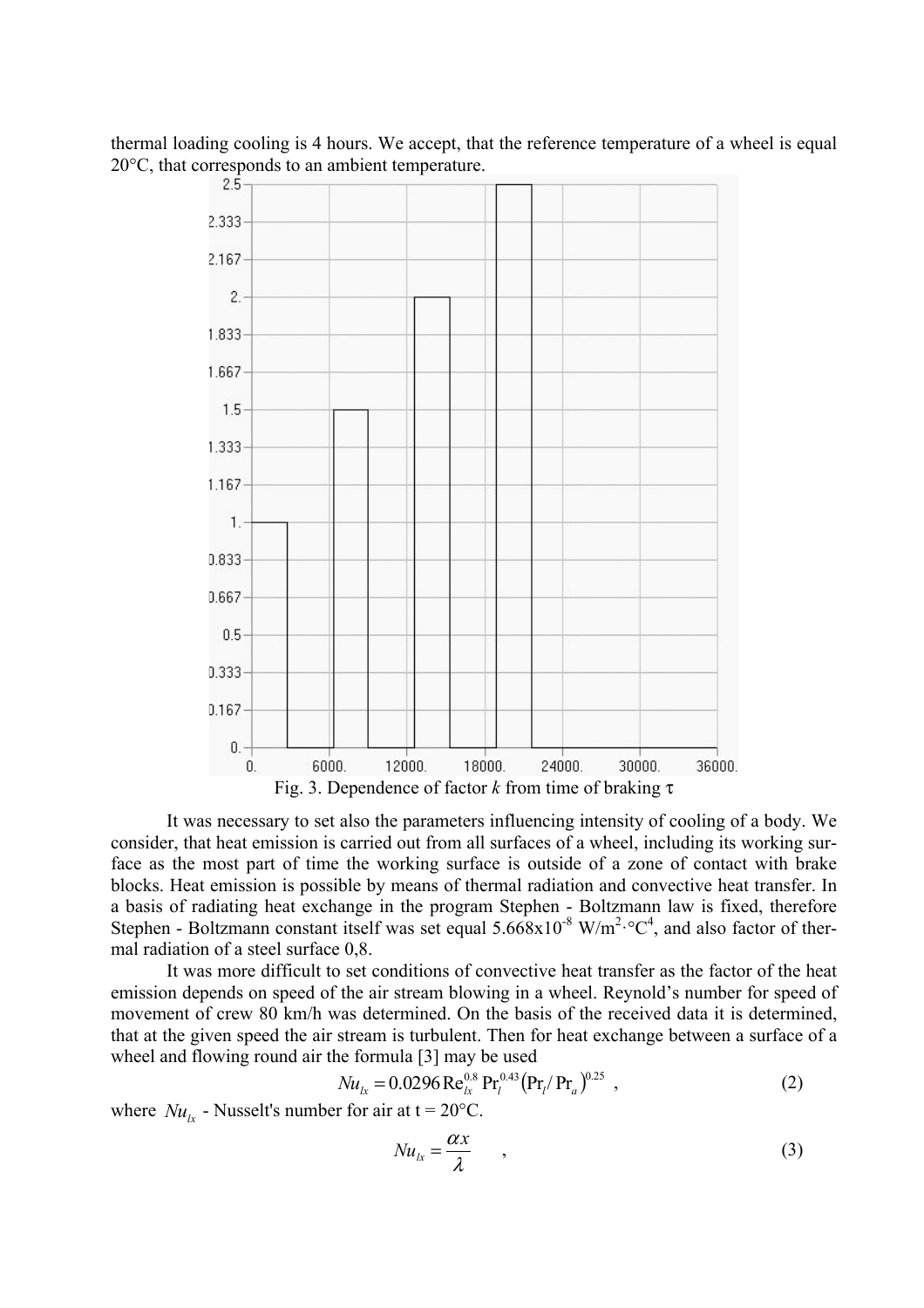thermal loading cooling is 4 hours. We accept, that the reference temperature of a wheel is equal 20°C, that corresponds to an ambient temperature.

Fig. 3. Dependence of factor $k$ from time of braking $\tau$

It was necessary to set also the parameters influencing intensity of cooling of a body. We consider, that heat emission is carried out from all surfaces of a wheel, including its working surface as the most part of time the working surface is outside of a zone of contact with brake blocks. Heat emission is possible by means of thermal radiation and convective heat transfer. In a basis of radiating heat exchange in the program Stephen - Boltzmann law is fixed, therefore Stephen - Boltzmann constant itself was set equal $5.668 \times 10^{-8}$ W/m$^2 \cdot$°C$^4$, and also factor of thermal radiation of a steel surface 0,8.

It was more difficult to set conditions of convective heat transfer as the factor of the heat emission depends on speed of the air stream blowing in a wheel. Reynold's number for speed of movement of crew 80 km/h was determined. On the basis of the received data it is determined, that at the given speed the air stream is turbulent. Then for heat exchange between a surface of a wheel and flowing round air the formula [3] may be used

$$Nu_{lx} = 0.0296 \, \mathrm{Re}_{lx}^{0.8} \, \mathrm{Pr}_l^{0.43} \left( \mathrm{Pr}_l / \mathrm{Pr}_a \right)^{0.25} \quad , \tag{2}$$

where $Nu_{lx}$ - Nusselt's number for air at t = 20°C.

$$Nu_{lx} = \frac{\alpha x}{\lambda} \quad , \tag{3}$$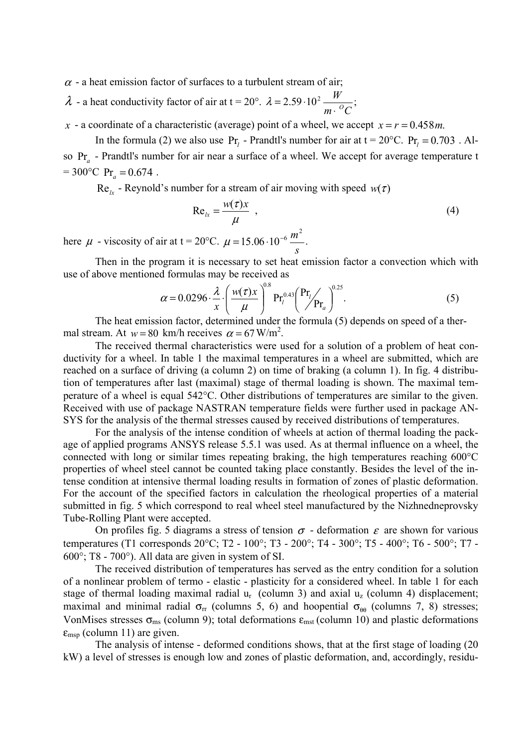$\alpha$ - a heat emission factor of surfaces to a turbulent stream of air;

$\lambda$ - a heat conductivity factor of air at t = 20°. $\lambda = 2.59 \cdot 10^2 \dfrac{W}{m \cdot {}^{O}C}$;

$x$ - a coordinate of a characteristic (average) point of a wheel, we accept $x = r = 0.458m$.

In the formula (2) we also use $\Pr_l$ - Prandtl's number for air at t = 20°C. $\Pr_l = 0.703$ . Also $\Pr_a$ - Prandtl's number for air near a surface of a wheel. We accept for average temperature t = 300°C $\Pr_a = 0.674$ .

$\mathrm{Re}_{lx}$ - Reynold's number for a stream of air moving with speed $w(\tau)$

$$\mathrm{Re}_{lx} = \frac{w(\tau)x}{\mu} \;, \tag{4}$$

here $\mu$ - viscosity of air at t = 20°C. $\mu = 15.06 \cdot 10^{-6} \dfrac{m^2}{s}$.

Then in the program it is necessary to set heat emission factor a convection which with use of above mentioned formulas may be received as

$$\alpha = 0.0296 \cdot \frac{\lambda}{x} \cdot \left( \frac{w(\tau)x}{\mu} \right)^{0.8} \Pr_l^{0.43} \left( \Pr_l \big/ \Pr_a \right)^{0.25} . \tag{5}$$

The heat emission factor, determined under the formula (5) depends on speed of a thermal stream. At $w = 80$ km/h receives $\alpha = 67\,\mathrm{W/m^2}$.

The received thermal characteristics were used for a solution of a problem of heat conductivity for a wheel. In table 1 the maximal temperatures in a wheel are submitted, which are reached on a surface of driving (a column 2) on time of braking (a column 1). In fig. 4 distribution of temperatures after last (maximal) stage of thermal loading is shown. The maximal temperature of a wheel is equal 542°C. Other distributions of temperatures are similar to the given. Received with use of package NASTRAN temperature fields were further used in package ANSYS for the analysis of the thermal stresses caused by received distributions of temperatures.

For the analysis of the intense condition of wheels at action of thermal loading the package of applied programs ANSYS release 5.5.1 was used. As at thermal influence on a wheel, the connected with long or similar times repeating braking, the high temperatures reaching 600°C properties of wheel steel cannot be counted taking place constantly. Besides the level of the intense condition at intensive thermal loading results in formation of zones of plastic deformation. For the account of the specified factors in calculation the rheological properties of a material submitted in fig. 5 which correspond to real wheel steel manufactured by the Nizhnedneprovsky Tube-Rolling Plant were accepted.

On profiles fig. 5 diagrams a stress of tension $\sigma$ - deformation $\varepsilon$ are shown for various temperatures (T1 corresponds 20°C; T2 - 100°; T3 - 200°; T4 - 300°; T5 - 400°; T6 - 500°; T7 - 600°; T8 - 700°). All data are given in system of SI.

The received distribution of temperatures has served as the entry condition for a solution of a nonlinear problem of termo - elastic - plasticity for a considered wheel. In table 1 for each stage of thermal loading maximal radial $u_r$ (column 3) and axial $u_z$ (column 4) displacement; maximal and minimal radial $\sigma_{rr}$ (columns 5, 6) and hoopential $\sigma_{\theta\theta}$ (columns 7, 8) stresses; VonMises stresses $\sigma_{ms}$ (column 9); total deformations $\varepsilon_{mst}$ (column 10) and plastic deformations $\varepsilon_{msp}$ (column 11) are given.

The analysis of intense - deformed conditions shows, that at the first stage of loading (20 kW) a level of stresses is enough low and zones of plastic deformation, and, accordingly, residu-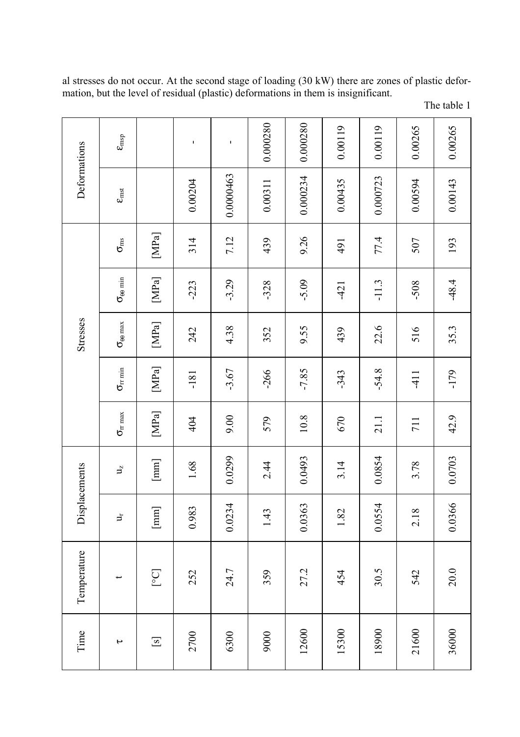al stresses do not occur. At the second stage of loading (30 kW) there are zones of plastic deformation, but the level of residual (plastic) deformations in them is insignificant.

The table 1

| Time | Temperature | Displacements | | Stresses | | | | | Deformations | |
|---|---|---|---|---|---|---|---|---|---|---|
| $\tau$ | t | $u_r$ | $u_z$ | $\sigma_{rr\ max}$ | $\sigma_{rr\ min}$ | $\sigma_{\theta\theta\ max}$ | $\sigma_{\theta\theta\ min}$ | $\sigma_{ms}$ | $\varepsilon_{mst}$ | $\varepsilon_{msp}$ |
| [s] | [°C] | [mm] | [mm] | [MPa] | [MPa] | [MPa] | [MPa] | [MPa] | | |
| 2700 | 252 | 0.983 | 1.68 | 404 | -181 | 242 | -223 | 314 | 0.00204 | - |
| 6300 | 24.7 | 0.0234 | 0.0299 | 9.00 | -3.67 | 4.38 | -3.29 | 7.12 | 0.0000463 | - |
| 9000 | 359 | 1.43 | 2.44 | 579 | -266 | 352 | -328 | 439 | 0.00311 | 0.000280 |
| 12600 | 27.2 | 0.0363 | 0.0493 | 10.8 | -7.85 | 9.55 | -5.09 | 9.26 | 0.000234 | 0.000280 |
| 15300 | 454 | 1.82 | 3.14 | 670 | -343 | 439 | -421 | 491 | 0.00435 | 0.00119 |
| 18900 | 30.5 | 0.0554 | 0.0854 | 21.1 | -54.8 | 22.6 | -11.3 | 77.4 | 0.000723 | 0.00119 |
| 21600 | 542 | 2.18 | 3.78 | 711 | -411 | 516 | -508 | 507 | 0.00594 | 0.00265 |
| 36000 | 20.0 | 0.0366 | 0.0703 | 42.9 | -179 | 35.3 | -48.4 | 193 | 0.00143 | 0.00265 |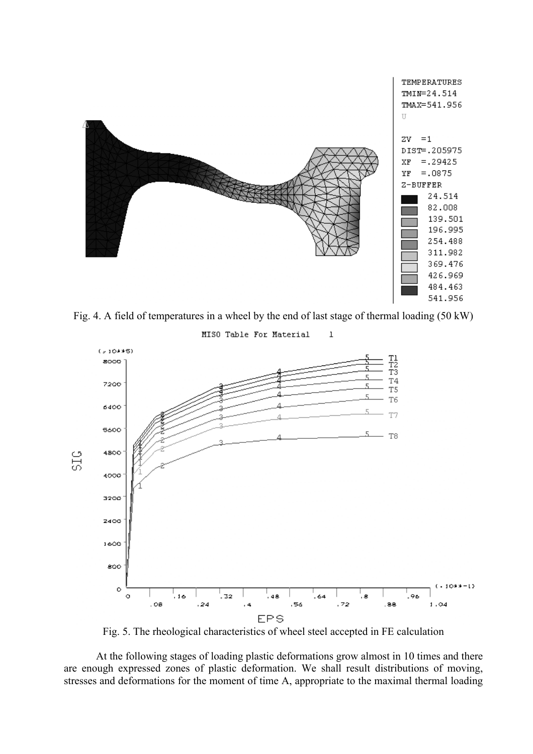Fig. 4. A field of temperatures in a wheel by the end of last stage of thermal loading (50 kW)

Fig. 5. The rheological characteristics of wheel steel accepted in FE calculation

At the following stages of loading plastic deformations grow almost in 10 times and there are enough expressed zones of plastic deformation. We shall result distributions of moving, stresses and deformations for the moment of time A, appropriate to the maximal thermal loading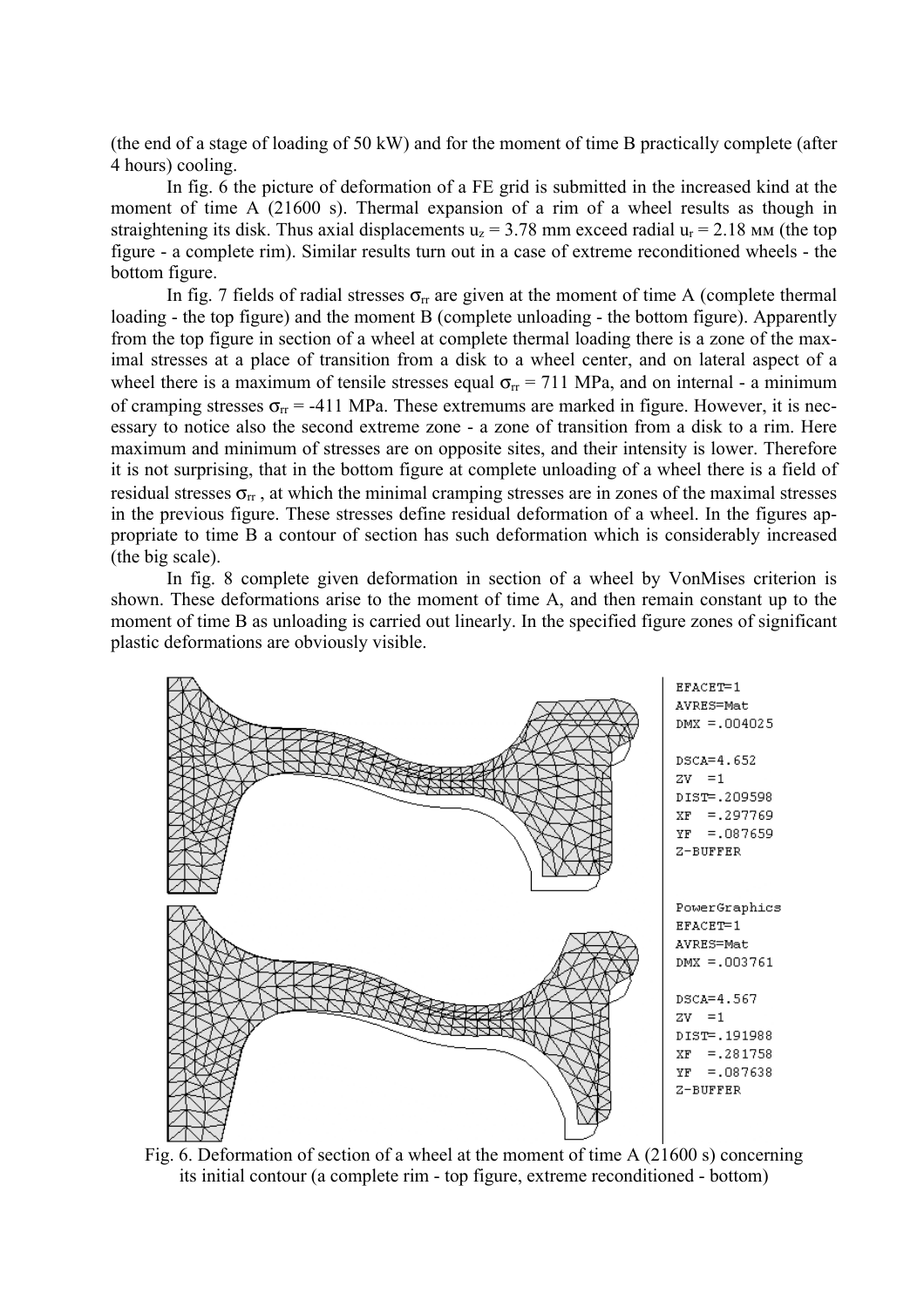(the end of a stage of loading of 50 kW) and for the moment of time B practically complete (after 4 hours) cooling.

In fig. 6 the picture of deformation of a FE grid is submitted in the increased kind at the moment of time A (21600 s). Thermal expansion of a rim of a wheel results as though in straightening its disk. Thus axial displacements $u_z$ = 3.78 mm exceed radial $u_r$ = 2.18 мм (the top figure - a complete rim). Similar results turn out in a case of extreme reconditioned wheels - the bottom figure.

In fig. 7 fields of radial stresses $\sigma_{rr}$ are given at the moment of time A (complete thermal loading - the top figure) and the moment B (complete unloading - the bottom figure). Apparently from the top figure in section of a wheel at complete thermal loading there is a zone of the maximal stresses at a place of transition from a disk to a wheel center, and on lateral aspect of a wheel there is a maximum of tensile stresses equal $\sigma_{rr}$ = 711 MPa, and on internal - a minimum of cramping stresses $\sigma_{rr}$ = -411 MPa. These extremums are marked in figure. However, it is necessary to notice also the second extreme zone - a zone of transition from a disk to a rim. Here maximum and minimum of stresses are on opposite sites, and their intensity is lower. Therefore it is not surprising, that in the bottom figure at complete unloading of a wheel there is a field of residual stresses $\sigma_{rr}$ , at which the minimal cramping stresses are in zones of the maximal stresses in the previous figure. These stresses define residual deformation of a wheel. In the figures appropriate to time B a contour of section has such deformation which is considerably increased (the big scale).

In fig. 8 complete given deformation in section of a wheel by VonMises criterion is shown. These deformations arise to the moment of time A, and then remain constant up to the moment of time B as unloading is carried out linearly. In the specified figure zones of significant plastic deformations are obviously visible.

Fig. 6. Deformation of section of a wheel at the moment of time A (21600 s) concerning its initial contour (a complete rim - top figure, extreme reconditioned - bottom)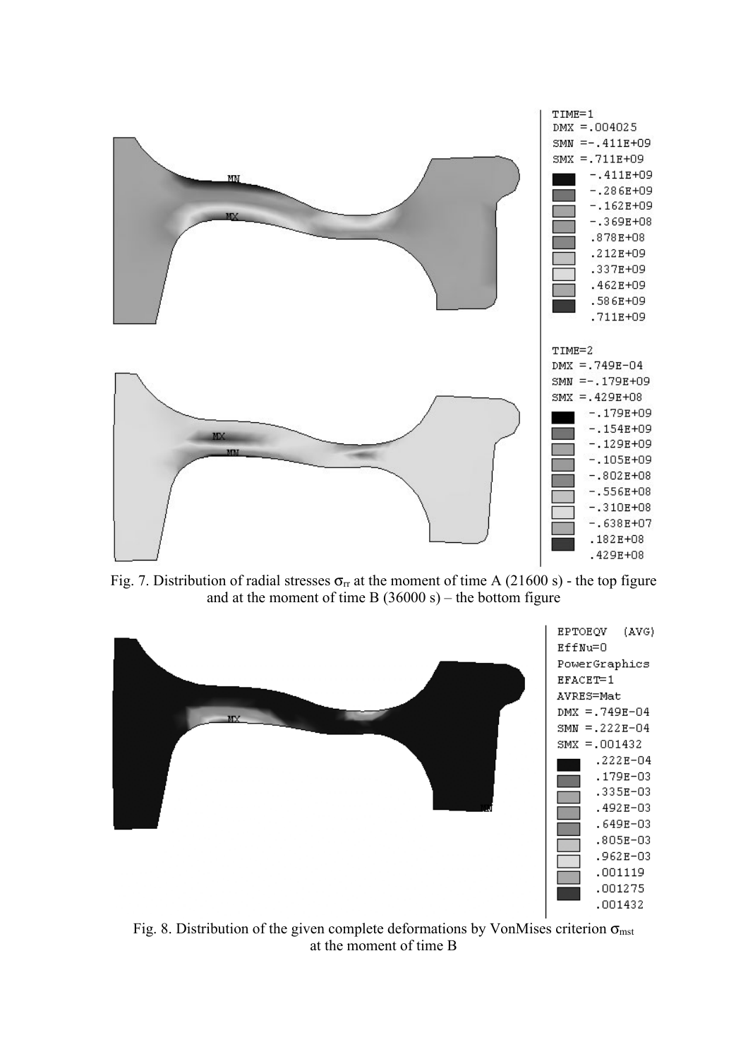Fig. 7. Distribution of radial stresses $\sigma_{rr}$ at the moment of time A (21600 s) - the top figure and at the moment of time B (36000 s) – the bottom figure

Fig. 8. Distribution of the given complete deformations by VonMises criterion $\sigma_{mst}$ at the moment of time B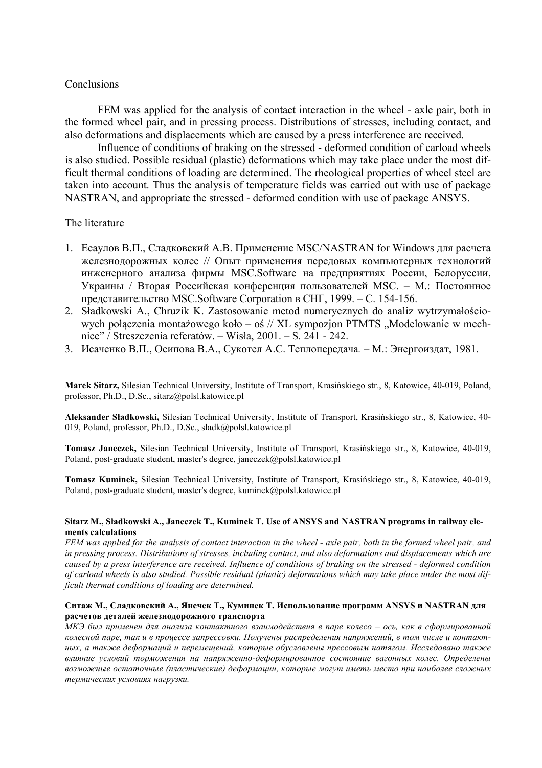## Conclusions

FEM was applied for the analysis of contact interaction in the wheel - axle pair, both in the formed wheel pair, and in pressing process. Distributions of stresses, including contact, and also deformations and displacements which are caused by a press interference are received.

Influence of conditions of braking on the stressed - deformed condition of carload wheels is also studied. Possible residual (plastic) deformations which may take place under the most difficult thermal conditions of loading are determined. The rheological properties of wheel steel are taken into account. Thus the analysis of temperature fields was carried out with use of package NASTRAN, and appropriate the stressed - deformed condition with use of package ANSYS.

## The literature

1. Есаулов В.П., Сладковский А.В. Применение MSC/NASTRAN for Windows для расчета железнодорожных колес // Опыт применения передовых компьютерных технологий инженерного анализа фирмы MSC.Software на предприятиях России, Белоруссии, Украины / Вторая Российская конференция пользователей MSC. – М.: Постоянное представительство MSC.Software Corporation в СНГ, 1999. – С. 154-156.
2. Sładkowski A., Chruzik K. Zastosowanie metod numerycznych do analiz wytrzymałościowych połączenia montażowego koło – oś // XL sympozjon PTMTS „Modelowanie w mechnice" / Streszczenia referatów. – Wisła, 2001. – S. 241 - 242.
3. Исаченко В.П., Осипова В.А., Сукотел А.С. Теплопередача. – М.: Энергоиздат, 1981.

**Marek Sitarz,** Silesian Technical University, Institute of Transport, Krasińskiego str., 8, Katowice, 40-019, Poland, professor, Ph.D., D.Sc., sitarz@polsl.katowice.pl

**Aleksander Sładkowski,** Silesian Technical University, Institute of Transport, Krasińskiego str., 8, Katowice, 40-019, Poland, professor, Ph.D., D.Sc., sladk@polsl.katowice.pl

**Tomasz Janeczek,** Silesian Technical University, Institute of Transport, Krasińskiego str., 8, Katowice, 40-019, Poland, post-graduate student, master's degree, janeczek@polsl.katowice.pl

**Tomasz Kuminek,** Silesian Technical University, Institute of Transport, Krasińskiego str., 8, Katowice, 40-019, Poland, post-graduate student, master's degree, kuminek@polsl.katowice.pl

**Sitarz M., Sładkowski A., Janeczek T., Kuminek T. Use of ANSYS and NASTRAN programs in railway elements calculations**

*FEM was applied for the analysis of contact interaction in the wheel - axle pair, both in the formed wheel pair, and in pressing process. Distributions of stresses, including contact, and also deformations and displacements which are caused by a press interference are received. Influence of conditions of braking on the stressed - deformed condition of carload wheels is also studied. Possible residual (plastic) deformations which may take place under the most difficult thermal conditions of loading are determined.*

**Ситаж М., Сладковский А., Янечек Т., Куминек Т. Использование программ ANSYS и NASTRAN для расчетов деталей железнодорожного транспорта**

*МКЭ был применен для анализа контактного взаимодействия в паре колесо – ось, как в сформированной колесной паре, так и в процессе запрессовки. Получены распределения напряжений, в том числе и контактных, а также деформаций и перемещений, которые обусловлены прессовым натягом. Исследовано также влияние условий торможения на напряженно-деформированное состояние вагонных колес. Определены возможные остаточные (пластические) деформации, которые могут иметь место при наиболее сложных термических условиях нагрузки.*